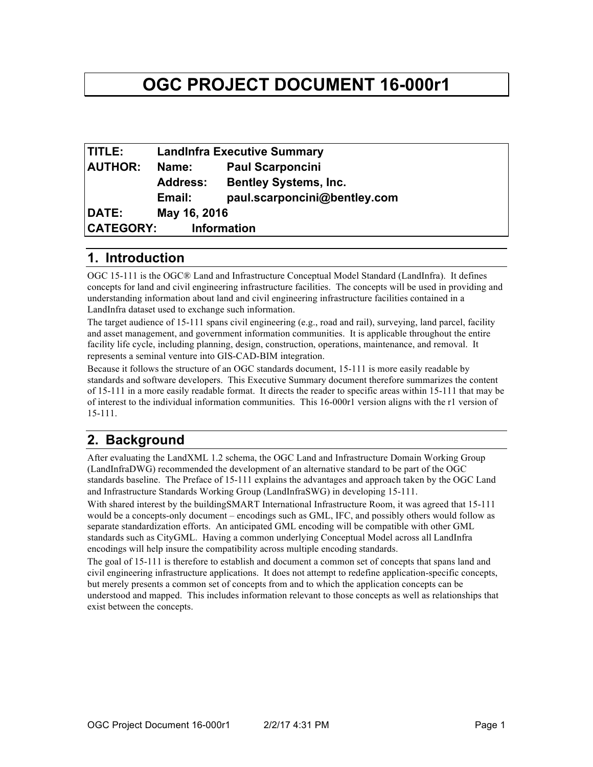# OGC PROJECT DOCUMENT 16-000r1

| | | |
|---|---|---|
| **TITLE:** | **LandInfra Executive Summary** | |
| **AUTHOR:** | **Name:** | **Paul Scarponcini** |
| | **Address:** | **Bentley Systems, Inc.** |
| | **Email:** | **paul.scarponcini@bentley.com** |
| **DATE:** | **May 16, 2016** | |
| **CATEGORY:** | **Information** | |

## 1. Introduction

OGC 15-111 is the OGC® Land and Infrastructure Conceptual Model Standard (LandInfra). It defines concepts for land and civil engineering infrastructure facilities. The concepts will be used in providing and understanding information about land and civil engineering infrastructure facilities contained in a LandInfra dataset used to exchange such information.

The target audience of 15-111 spans civil engineering (e.g., road and rail), surveying, land parcel, facility and asset management, and government information communities. It is applicable throughout the entire facility life cycle, including planning, design, construction, operations, maintenance, and removal. It represents a seminal venture into GIS-CAD-BIM integration.

Because it follows the structure of an OGC standards document, 15-111 is more easily readable by standards and software developers. This Executive Summary document therefore summarizes the content of 15-111 in a more easily readable format. It directs the reader to specific areas within 15-111 that may be of interest to the individual information communities. This 16-000r1 version aligns with the r1 version of 15-111.

## 2. Background

After evaluating the LandXML 1.2 schema, the OGC Land and Infrastructure Domain Working Group (LandInfraDWG) recommended the development of an alternative standard to be part of the OGC standards baseline. The Preface of 15-111 explains the advantages and approach taken by the OGC Land and Infrastructure Standards Working Group (LandInfraSWG) in developing 15-111.

With shared interest by the buildingSMART International Infrastructure Room, it was agreed that 15-111 would be a concepts-only document – encodings such as GML, IFC, and possibly others would follow as separate standardization efforts. An anticipated GML encoding will be compatible with other GML standards such as CityGML. Having a common underlying Conceptual Model across all LandInfra encodings will help insure the compatibility across multiple encoding standards.

The goal of 15-111 is therefore to establish and document a common set of concepts that spans land and civil engineering infrastructure applications. It does not attempt to redefine application-specific concepts, but merely presents a common set of concepts from and to which the application concepts can be understood and mapped. This includes information relevant to those concepts as well as relationships that exist between the concepts.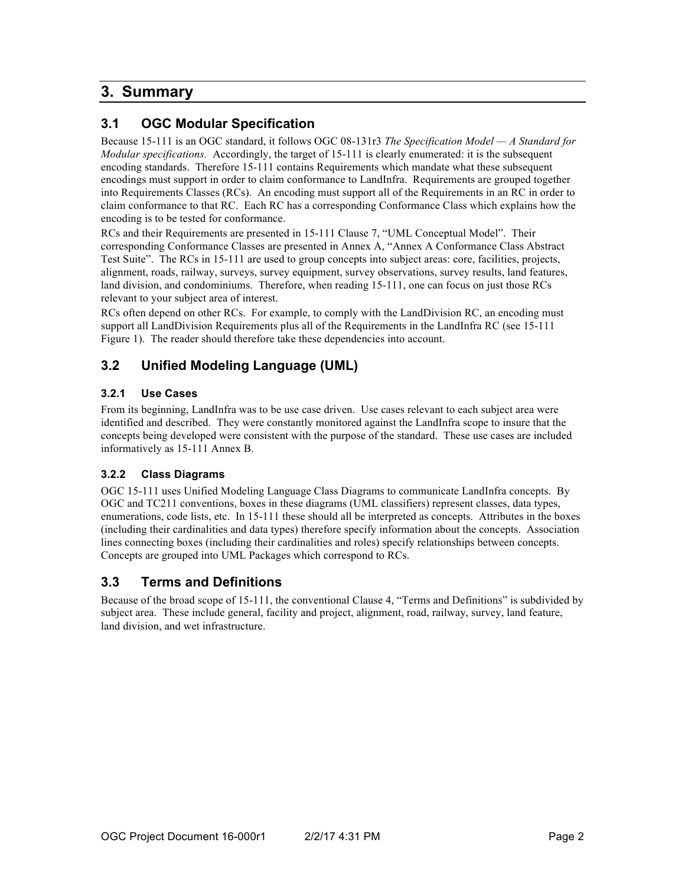# 3. Summary

## 3.1 OGC Modular Specification

Because 15-111 is an OGC standard, it follows OGC 08-131r3 *The Specification Model — A Standard for Modular specifications.* Accordingly, the target of 15-111 is clearly enumerated: it is the subsequent encoding standards. Therefore 15-111 contains Requirements which mandate what these subsequent encodings must support in order to claim conformance to LandInfra. Requirements are grouped together into Requirements Classes (RCs). An encoding must support all of the Requirements in an RC in order to claim conformance to that RC. Each RC has a corresponding Conformance Class which explains how the encoding is to be tested for conformance.

RCs and their Requirements are presented in 15-111 Clause 7, "UML Conceptual Model". Their corresponding Conformance Classes are presented in Annex A, "Annex A Conformance Class Abstract Test Suite". The RCs in 15-111 are used to group concepts into subject areas: core, facilities, projects, alignment, roads, railway, surveys, survey equipment, survey observations, survey results, land features, land division, and condominiums. Therefore, when reading 15-111, one can focus on just those RCs relevant to your subject area of interest.

RCs often depend on other RCs. For example, to comply with the LandDivision RC, an encoding must support all LandDivision Requirements plus all of the Requirements in the LandInfra RC (see 15-111 Figure 1). The reader should therefore take these dependencies into account.

## 3.2 Unified Modeling Language (UML)

### 3.2.1 Use Cases

From its beginning, LandInfra was to be use case driven. Use cases relevant to each subject area were identified and described. They were constantly monitored against the LandInfra scope to insure that the concepts being developed were consistent with the purpose of the standard. These use cases are included informatively as 15-111 Annex B.

### 3.2.2 Class Diagrams

OGC 15-111 uses Unified Modeling Language Class Diagrams to communicate LandInfra concepts. By OGC and TC211 conventions, boxes in these diagrams (UML classifiers) represent classes, data types, enumerations, code lists, etc. In 15-111 these should all be interpreted as concepts. Attributes in the boxes (including their cardinalities and data types) therefore specify information about the concepts. Association lines connecting boxes (including their cardinalities and roles) specify relationships between concepts. Concepts are grouped into UML Packages which correspond to RCs.

## 3.3 Terms and Definitions

Because of the broad scope of 15-111, the conventional Clause 4, "Terms and Definitions" is subdivided by subject area. These include general, facility and project, alignment, road, railway, survey, land feature, land division, and wet infrastructure.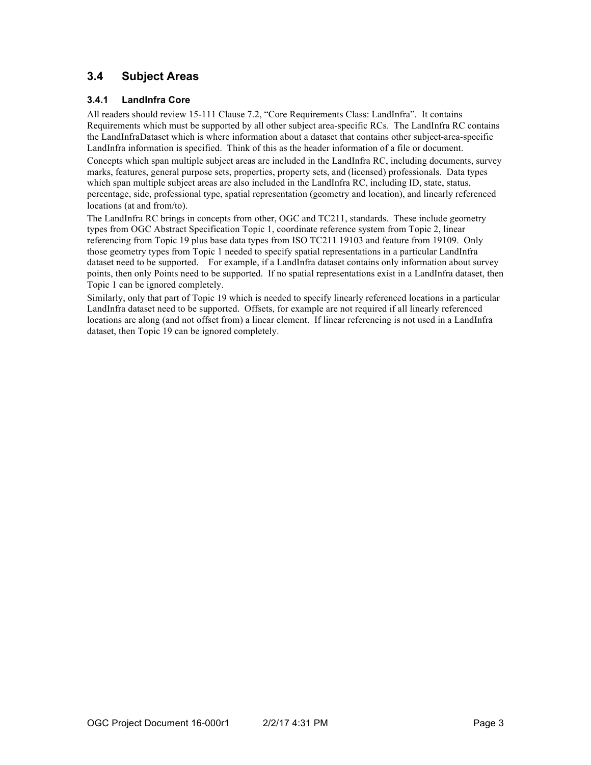## 3.4 Subject Areas

### 3.4.1 LandInfra Core

All readers should review 15-111 Clause 7.2, “Core Requirements Class: LandInfra”. It contains Requirements which must be supported by all other subject area-specific RCs. The LandInfra RC contains the LandInfraDataset which is where information about a dataset that contains other subject-area-specific LandInfra information is specified. Think of this as the header information of a file or document.

Concepts which span multiple subject areas are included in the LandInfra RC, including documents, survey marks, features, general purpose sets, properties, property sets, and (licensed) professionals. Data types which span multiple subject areas are also included in the LandInfra RC, including ID, state, status, percentage, side, professional type, spatial representation (geometry and location), and linearly referenced locations (at and from/to).

The LandInfra RC brings in concepts from other, OGC and TC211, standards. These include geometry types from OGC Abstract Specification Topic 1, coordinate reference system from Topic 2, linear referencing from Topic 19 plus base data types from ISO TC211 19103 and feature from 19109. Only those geometry types from Topic 1 needed to specify spatial representations in a particular LandInfra dataset need to be supported. For example, if a LandInfra dataset contains only information about survey points, then only Points need to be supported. If no spatial representations exist in a LandInfra dataset, then Topic 1 can be ignored completely.

Similarly, only that part of Topic 19 which is needed to specify linearly referenced locations in a particular LandInfra dataset need to be supported. Offsets, for example are not required if all linearly referenced locations are along (and not offset from) a linear element. If linear referencing is not used in a LandInfra dataset, then Topic 19 can be ignored completely.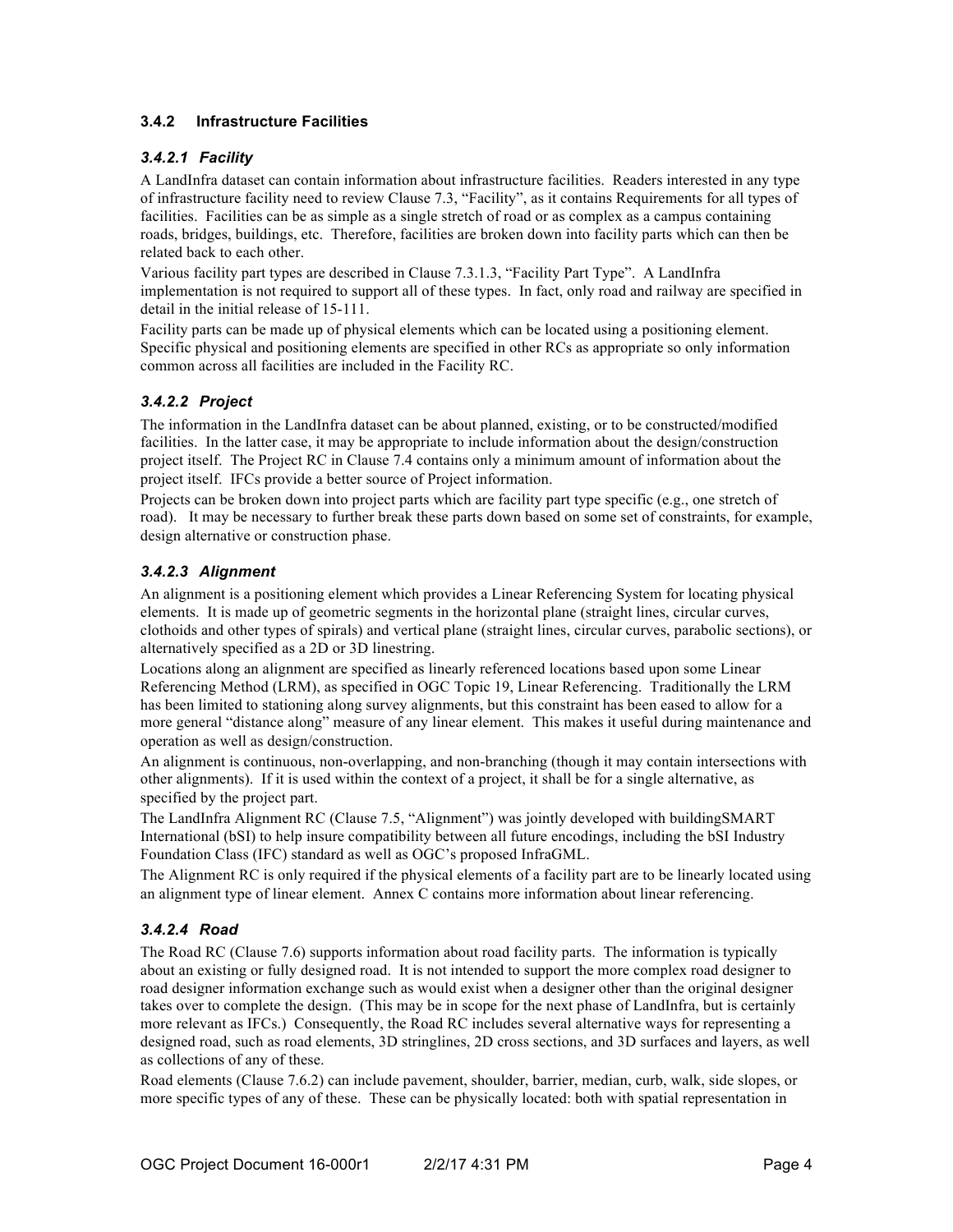### 3.4.2 Infrastructure Facilities

#### *3.4.2.1 Facility*

A LandInfra dataset can contain information about infrastructure facilities. Readers interested in any type of infrastructure facility need to review Clause 7.3, "Facility", as it contains Requirements for all types of facilities. Facilities can be as simple as a single stretch of road or as complex as a campus containing roads, bridges, buildings, etc. Therefore, facilities are broken down into facility parts which can then be related back to each other.

Various facility part types are described in Clause 7.3.1.3, "Facility Part Type". A LandInfra implementation is not required to support all of these types. In fact, only road and railway are specified in detail in the initial release of 15-111.

Facility parts can be made up of physical elements which can be located using a positioning element. Specific physical and positioning elements are specified in other RCs as appropriate so only information common across all facilities are included in the Facility RC.

#### *3.4.2.2 Project*

The information in the LandInfra dataset can be about planned, existing, or to be constructed/modified facilities. In the latter case, it may be appropriate to include information about the design/construction project itself. The Project RC in Clause 7.4 contains only a minimum amount of information about the project itself. IFCs provide a better source of Project information.

Projects can be broken down into project parts which are facility part type specific (e.g., one stretch of road). It may be necessary to further break these parts down based on some set of constraints, for example, design alternative or construction phase.

#### *3.4.2.3 Alignment*

An alignment is a positioning element which provides a Linear Referencing System for locating physical elements. It is made up of geometric segments in the horizontal plane (straight lines, circular curves, clothoids and other types of spirals) and vertical plane (straight lines, circular curves, parabolic sections), or alternatively specified as a 2D or 3D linestring.

Locations along an alignment are specified as linearly referenced locations based upon some Linear Referencing Method (LRM), as specified in OGC Topic 19, Linear Referencing. Traditionally the LRM has been limited to stationing along survey alignments, but this constraint has been eased to allow for a more general "distance along" measure of any linear element. This makes it useful during maintenance and operation as well as design/construction.

An alignment is continuous, non-overlapping, and non-branching (though it may contain intersections with other alignments). If it is used within the context of a project, it shall be for a single alternative, as specified by the project part.

The LandInfra Alignment RC (Clause 7.5, "Alignment") was jointly developed with buildingSMART International (bSI) to help insure compatibility between all future encodings, including the bSI Industry Foundation Class (IFC) standard as well as OGC's proposed InfraGML.

The Alignment RC is only required if the physical elements of a facility part are to be linearly located using an alignment type of linear element. Annex C contains more information about linear referencing.

#### *3.4.2.4 Road*

The Road RC (Clause 7.6) supports information about road facility parts. The information is typically about an existing or fully designed road. It is not intended to support the more complex road designer to road designer information exchange such as would exist when a designer other than the original designer takes over to complete the design. (This may be in scope for the next phase of LandInfra, but is certainly more relevant as IFCs.) Consequently, the Road RC includes several alternative ways for representing a designed road, such as road elements, 3D stringlines, 2D cross sections, and 3D surfaces and layers, as well as collections of any of these.

Road elements (Clause 7.6.2) can include pavement, shoulder, barrier, median, curb, walk, side slopes, or more specific types of any of these. These can be physically located: both with spatial representation in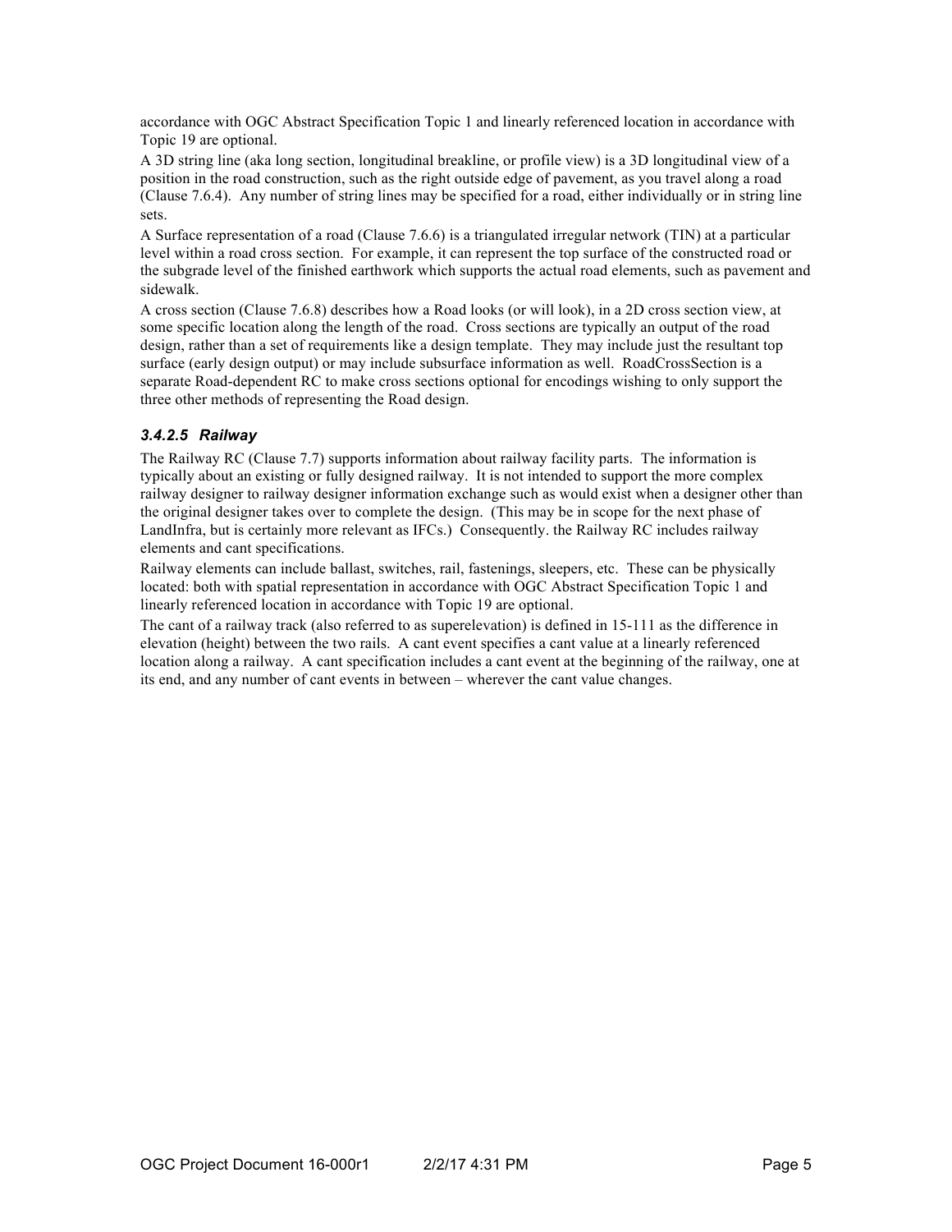accordance with OGC Abstract Specification Topic 1 and linearly referenced location in accordance with Topic 19 are optional.

A 3D string line (aka long section, longitudinal breakline, or profile view) is a 3D longitudinal view of a position in the road construction, such as the right outside edge of pavement, as you travel along a road (Clause 7.6.4). Any number of string lines may be specified for a road, either individually or in string line sets.

A Surface representation of a road (Clause 7.6.6) is a triangulated irregular network (TIN) at a particular level within a road cross section. For example, it can represent the top surface of the constructed road or the subgrade level of the finished earthwork which supports the actual road elements, such as pavement and sidewalk.

A cross section (Clause 7.6.8) describes how a Road looks (or will look), in a 2D cross section view, at some specific location along the length of the road. Cross sections are typically an output of the road design, rather than a set of requirements like a design template. They may include just the resultant top surface (early design output) or may include subsurface information as well. RoadCrossSection is a separate Road-dependent RC to make cross sections optional for encodings wishing to only support the three other methods of representing the Road design.

#### *3.4.2.5 Railway*

The Railway RC (Clause 7.7) supports information about railway facility parts. The information is typically about an existing or fully designed railway. It is not intended to support the more complex railway designer to railway designer information exchange such as would exist when a designer other than the original designer takes over to complete the design. (This may be in scope for the next phase of LandInfra, but is certainly more relevant as IFCs.) Consequently. the Railway RC includes railway elements and cant specifications.

Railway elements can include ballast, switches, rail, fastenings, sleepers, etc. These can be physically located: both with spatial representation in accordance with OGC Abstract Specification Topic 1 and linearly referenced location in accordance with Topic 19 are optional.

The cant of a railway track (also referred to as superelevation) is defined in 15-111 as the difference in elevation (height) between the two rails. A cant event specifies a cant value at a linearly referenced location along a railway. A cant specification includes a cant event at the beginning of the railway, one at its end, and any number of cant events in between – wherever the cant value changes.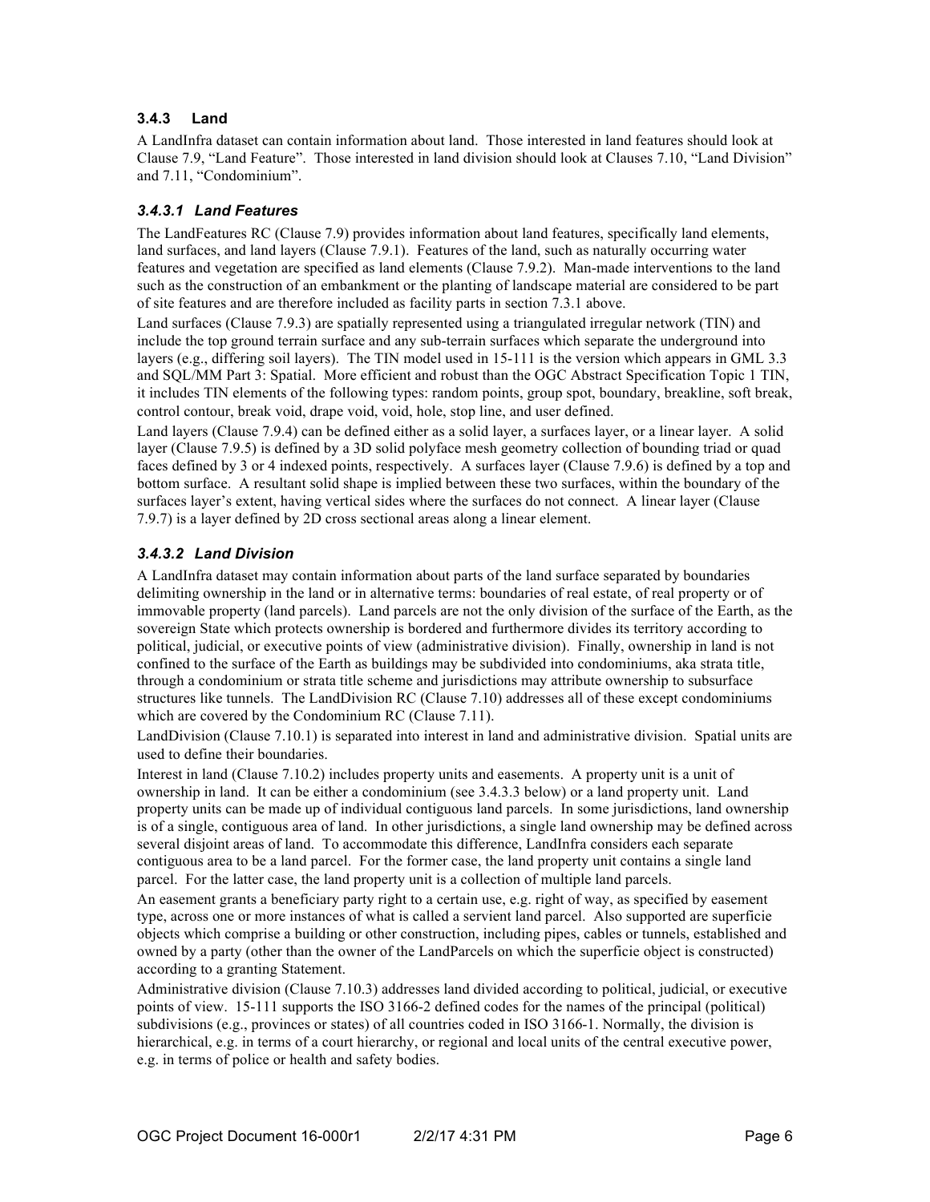### 3.4.3 Land

A LandInfra dataset can contain information about land. Those interested in land features should look at Clause 7.9, "Land Feature". Those interested in land division should look at Clauses 7.10, "Land Division" and 7.11, "Condominium".

#### *3.4.3.1 Land Features*

The LandFeatures RC (Clause 7.9) provides information about land features, specifically land elements, land surfaces, and land layers (Clause 7.9.1). Features of the land, such as naturally occurring water features and vegetation are specified as land elements (Clause 7.9.2). Man-made interventions to the land such as the construction of an embankment or the planting of landscape material are considered to be part of site features and are therefore included as facility parts in section 7.3.1 above.

Land surfaces (Clause 7.9.3) are spatially represented using a triangulated irregular network (TIN) and include the top ground terrain surface and any sub-terrain surfaces which separate the underground into layers (e.g., differing soil layers). The TIN model used in 15-111 is the version which appears in GML 3.3 and SQL/MM Part 3: Spatial. More efficient and robust than the OGC Abstract Specification Topic 1 TIN, it includes TIN elements of the following types: random points, group spot, boundary, breakline, soft break, control contour, break void, drape void, void, hole, stop line, and user defined.

Land layers (Clause 7.9.4) can be defined either as a solid layer, a surfaces layer, or a linear layer. A solid layer (Clause 7.9.5) is defined by a 3D solid polyface mesh geometry collection of bounding triad or quad faces defined by 3 or 4 indexed points, respectively. A surfaces layer (Clause 7.9.6) is defined by a top and bottom surface. A resultant solid shape is implied between these two surfaces, within the boundary of the surfaces layer's extent, having vertical sides where the surfaces do not connect. A linear layer (Clause 7.9.7) is a layer defined by 2D cross sectional areas along a linear element.

#### *3.4.3.2 Land Division*

A LandInfra dataset may contain information about parts of the land surface separated by boundaries delimiting ownership in the land or in alternative terms: boundaries of real estate, of real property or of immovable property (land parcels). Land parcels are not the only division of the surface of the Earth, as the sovereign State which protects ownership is bordered and furthermore divides its territory according to political, judicial, or executive points of view (administrative division). Finally, ownership in land is not confined to the surface of the Earth as buildings may be subdivided into condominiums, aka strata title, through a condominium or strata title scheme and jurisdictions may attribute ownership to subsurface structures like tunnels. The LandDivision RC (Clause 7.10) addresses all of these except condominiums which are covered by the Condominium RC (Clause 7.11).

LandDivision (Clause 7.10.1) is separated into interest in land and administrative division. Spatial units are used to define their boundaries.

Interest in land (Clause 7.10.2) includes property units and easements. A property unit is a unit of ownership in land. It can be either a condominium (see 3.4.3.3 below) or a land property unit. Land property units can be made up of individual contiguous land parcels. In some jurisdictions, land ownership is of a single, contiguous area of land. In other jurisdictions, a single land ownership may be defined across several disjoint areas of land. To accommodate this difference, LandInfra considers each separate contiguous area to be a land parcel. For the former case, the land property unit contains a single land parcel. For the latter case, the land property unit is a collection of multiple land parcels.

An easement grants a beneficiary party right to a certain use, e.g. right of way, as specified by easement type, across one or more instances of what is called a servient land parcel. Also supported are superficie objects which comprise a building or other construction, including pipes, cables or tunnels, established and owned by a party (other than the owner of the LandParcels on which the superficie object is constructed) according to a granting Statement.

Administrative division (Clause 7.10.3) addresses land divided according to political, judicial, or executive points of view. 15-111 supports the ISO 3166-2 defined codes for the names of the principal (political) subdivisions (e.g., provinces or states) of all countries coded in ISO 3166-1. Normally, the division is hierarchical, e.g. in terms of a court hierarchy, or regional and local units of the central executive power, e.g. in terms of police or health and safety bodies.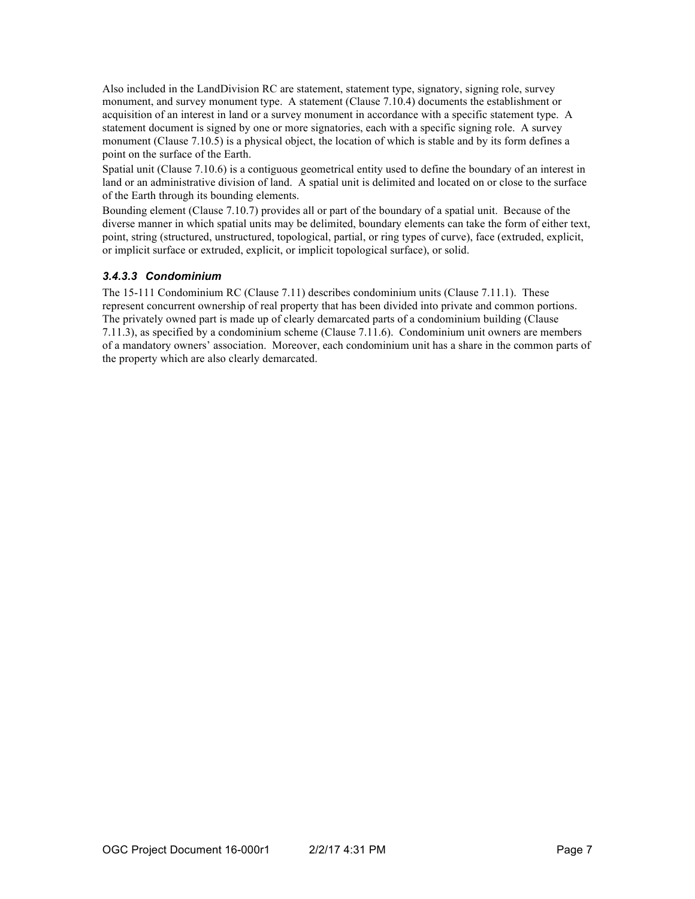Also included in the LandDivision RC are statement, statement type, signatory, signing role, survey monument, and survey monument type. A statement (Clause 7.10.4) documents the establishment or acquisition of an interest in land or a survey monument in accordance with a specific statement type. A statement document is signed by one or more signatories, each with a specific signing role. A survey monument (Clause 7.10.5) is a physical object, the location of which is stable and by its form defines a point on the surface of the Earth.

Spatial unit (Clause 7.10.6) is a contiguous geometrical entity used to define the boundary of an interest in land or an administrative division of land. A spatial unit is delimited and located on or close to the surface of the Earth through its bounding elements.

Bounding element (Clause 7.10.7) provides all or part of the boundary of a spatial unit. Because of the diverse manner in which spatial units may be delimited, boundary elements can take the form of either text, point, string (structured, unstructured, topological, partial, or ring types of curve), face (extruded, explicit, or implicit surface or extruded, explicit, or implicit topological surface), or solid.

#### 3.4.3.3 Condominium

The 15-111 Condominium RC (Clause 7.11) describes condominium units (Clause 7.11.1). These represent concurrent ownership of real property that has been divided into private and common portions. The privately owned part is made up of clearly demarcated parts of a condominium building (Clause 7.11.3), as specified by a condominium scheme (Clause 7.11.6). Condominium unit owners are members of a mandatory owners' association. Moreover, each condominium unit has a share in the common parts of the property which are also clearly demarcated.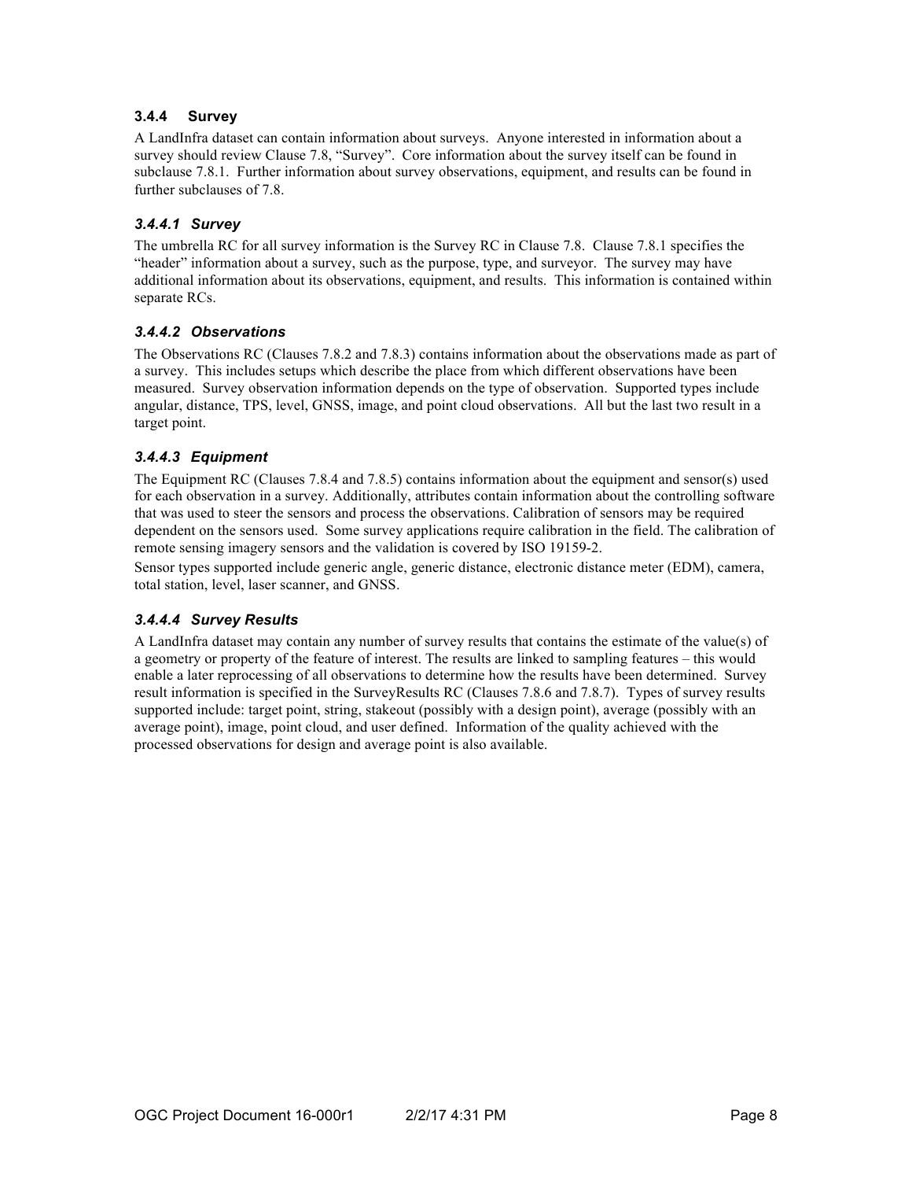### 3.4.4 Survey

A LandInfra dataset can contain information about surveys. Anyone interested in information about a survey should review Clause 7.8, "Survey". Core information about the survey itself can be found in subclause 7.8.1. Further information about survey observations, equipment, and results can be found in further subclauses of 7.8.

#### *3.4.4.1 Survey*

The umbrella RC for all survey information is the Survey RC in Clause 7.8. Clause 7.8.1 specifies the "header" information about a survey, such as the purpose, type, and surveyor. The survey may have additional information about its observations, equipment, and results. This information is contained within separate RCs.

#### *3.4.4.2 Observations*

The Observations RC (Clauses 7.8.2 and 7.8.3) contains information about the observations made as part of a survey. This includes setups which describe the place from which different observations have been measured. Survey observation information depends on the type of observation. Supported types include angular, distance, TPS, level, GNSS, image, and point cloud observations. All but the last two result in a target point.

#### *3.4.4.3 Equipment*

The Equipment RC (Clauses 7.8.4 and 7.8.5) contains information about the equipment and sensor(s) used for each observation in a survey. Additionally, attributes contain information about the controlling software that was used to steer the sensors and process the observations. Calibration of sensors may be required dependent on the sensors used. Some survey applications require calibration in the field. The calibration of remote sensing imagery sensors and the validation is covered by ISO 19159-2.

Sensor types supported include generic angle, generic distance, electronic distance meter (EDM), camera, total station, level, laser scanner, and GNSS.

#### *3.4.4.4 Survey Results*

A LandInfra dataset may contain any number of survey results that contains the estimate of the value(s) of a geometry or property of the feature of interest. The results are linked to sampling features – this would enable a later reprocessing of all observations to determine how the results have been determined. Survey result information is specified in the SurveyResults RC (Clauses 7.8.6 and 7.8.7). Types of survey results supported include: target point, string, stakeout (possibly with a design point), average (possibly with an average point), image, point cloud, and user defined. Information of the quality achieved with the processed observations for design and average point is also available.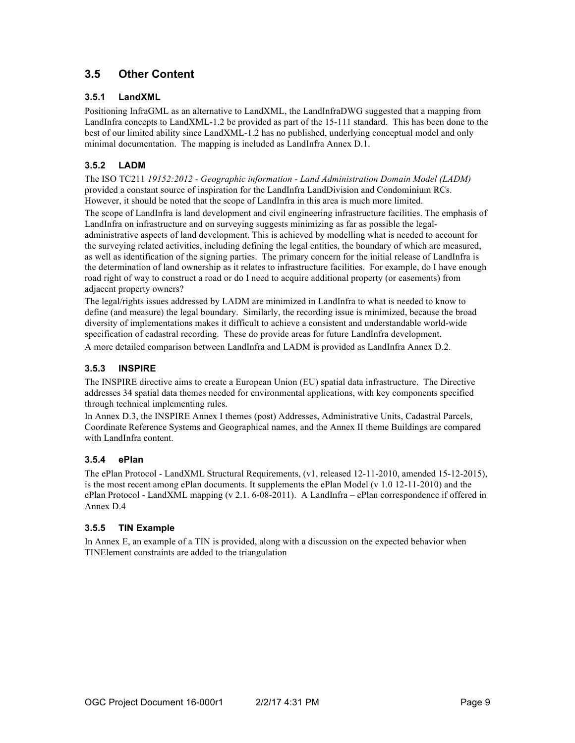## 3.5 Other Content

### 3.5.1 LandXML

Positioning InfraGML as an alternative to LandXML, the LandInfraDWG suggested that a mapping from LandInfra concepts to LandXML-1.2 be provided as part of the 15-111 standard. This has been done to the best of our limited ability since LandXML-1.2 has no published, underlying conceptual model and only minimal documentation. The mapping is included as LandInfra Annex D.1.

### 3.5.2 LADM

The ISO TC211 *19152:2012 - Geographic information - Land Administration Domain Model (LADM)* provided a constant source of inspiration for the LandInfra LandDivision and Condominium RCs. However, it should be noted that the scope of LandInfra in this area is much more limited.

The scope of LandInfra is land development and civil engineering infrastructure facilities. The emphasis of LandInfra on infrastructure and on surveying suggests minimizing as far as possible the legal-administrative aspects of land development. This is achieved by modelling what is needed to account for the surveying related activities, including defining the legal entities, the boundary of which are measured, as well as identification of the signing parties. The primary concern for the initial release of LandInfra is the determination of land ownership as it relates to infrastructure facilities. For example, do I have enough road right of way to construct a road or do I need to acquire additional property (or easements) from adjacent property owners?

The legal/rights issues addressed by LADM are minimized in LandInfra to what is needed to know to define (and measure) the legal boundary. Similarly, the recording issue is minimized, because the broad diversity of implementations makes it difficult to achieve a consistent and understandable world-wide specification of cadastral recording. These do provide areas for future LandInfra development.

A more detailed comparison between LandInfra and LADM is provided as LandInfra Annex D.2.

### 3.5.3 INSPIRE

The INSPIRE directive aims to create a European Union (EU) spatial data infrastructure. The Directive addresses 34 spatial data themes needed for environmental applications, with key components specified through technical implementing rules.

In Annex D.3, the INSPIRE Annex I themes (post) Addresses, Administrative Units, Cadastral Parcels, Coordinate Reference Systems and Geographical names, and the Annex II theme Buildings are compared with LandInfra content.

### 3.5.4 ePlan

The ePlan Protocol - LandXML Structural Requirements, (v1, released 12-11-2010, amended 15-12-2015), is the most recent among ePlan documents. It supplements the ePlan Model (v 1.0 12-11-2010) and the ePlan Protocol - LandXML mapping (v 2.1. 6-08-2011). A LandInfra – ePlan correspondence if offered in Annex D.4

### 3.5.5 TIN Example

In Annex E, an example of a TIN is provided, along with a discussion on the expected behavior when TINElement constraints are added to the triangulation